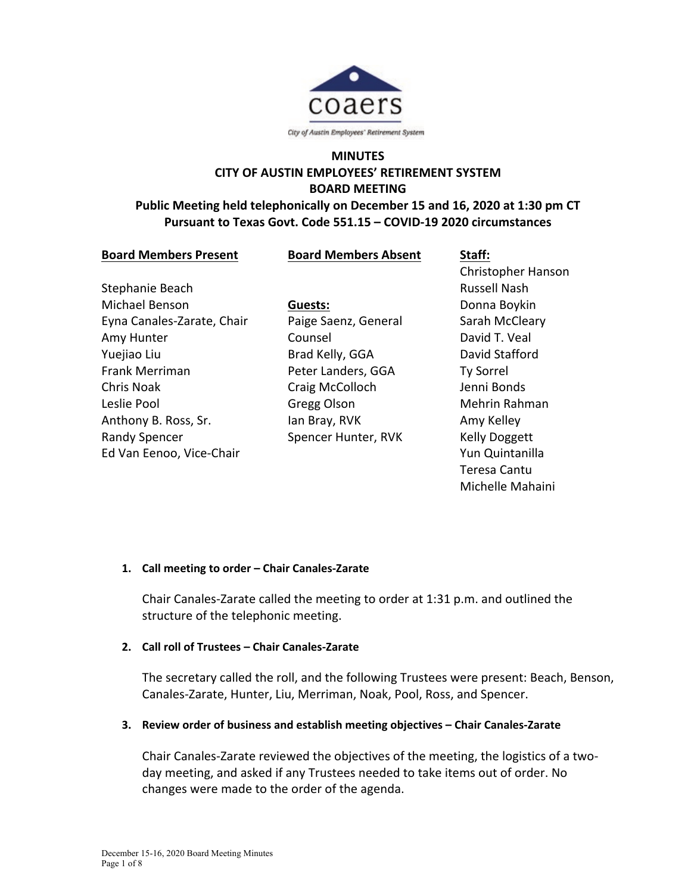coaers

City of Austin Employees' Retirement System

# MINUTES
# CITY OF AUSTIN EMPLOYEES' RETIREMENT SYSTEM
# BOARD MEETING

**Public Meeting held telephonically on December 15 and 16, 2020 at 1:30 pm CT**
**Pursuant to Texas Govt. Code 551.15 – COVID-19 2020 circumstances**

**Board Members Present**

Stephanie Beach
Michael Benson
Eyna Canales-Zarate, Chair
Amy Hunter
Yuejiao Liu
Frank Merriman
Chris Noak
Leslie Pool
Anthony B. Ross, Sr.
Randy Spencer
Ed Van Eenoo, Vice-Chair

**Board Members Absent**

**Guests:**

Paige Saenz, General Counsel
Brad Kelly, GGA
Peter Landers, GGA
Craig McColloch
Gregg Olson
Ian Bray, RVK
Spencer Hunter, RVK

**Staff:**

Christopher Hanson
Russell Nash
Donna Boykin
Sarah McCleary
David T. Veal
David Stafford
Ty Sorrel
Jenni Bonds
Mehrin Rahman
Amy Kelley
Kelly Doggett
Yun Quintanilla
Teresa Cantu
Michelle Mahaini

**1. Call meeting to order – Chair Canales-Zarate**

Chair Canales-Zarate called the meeting to order at 1:31 p.m. and outlined the structure of the telephonic meeting.

**2. Call roll of Trustees – Chair Canales-Zarate**

The secretary called the roll, and the following Trustees were present: Beach, Benson, Canales-Zarate, Hunter, Liu, Merriman, Noak, Pool, Ross, and Spencer.

**3. Review order of business and establish meeting objectives – Chair Canales-Zarate**

Chair Canales-Zarate reviewed the objectives of the meeting, the logistics of a two-day meeting, and asked if any Trustees needed to take items out of order. No changes were made to the order of the agenda.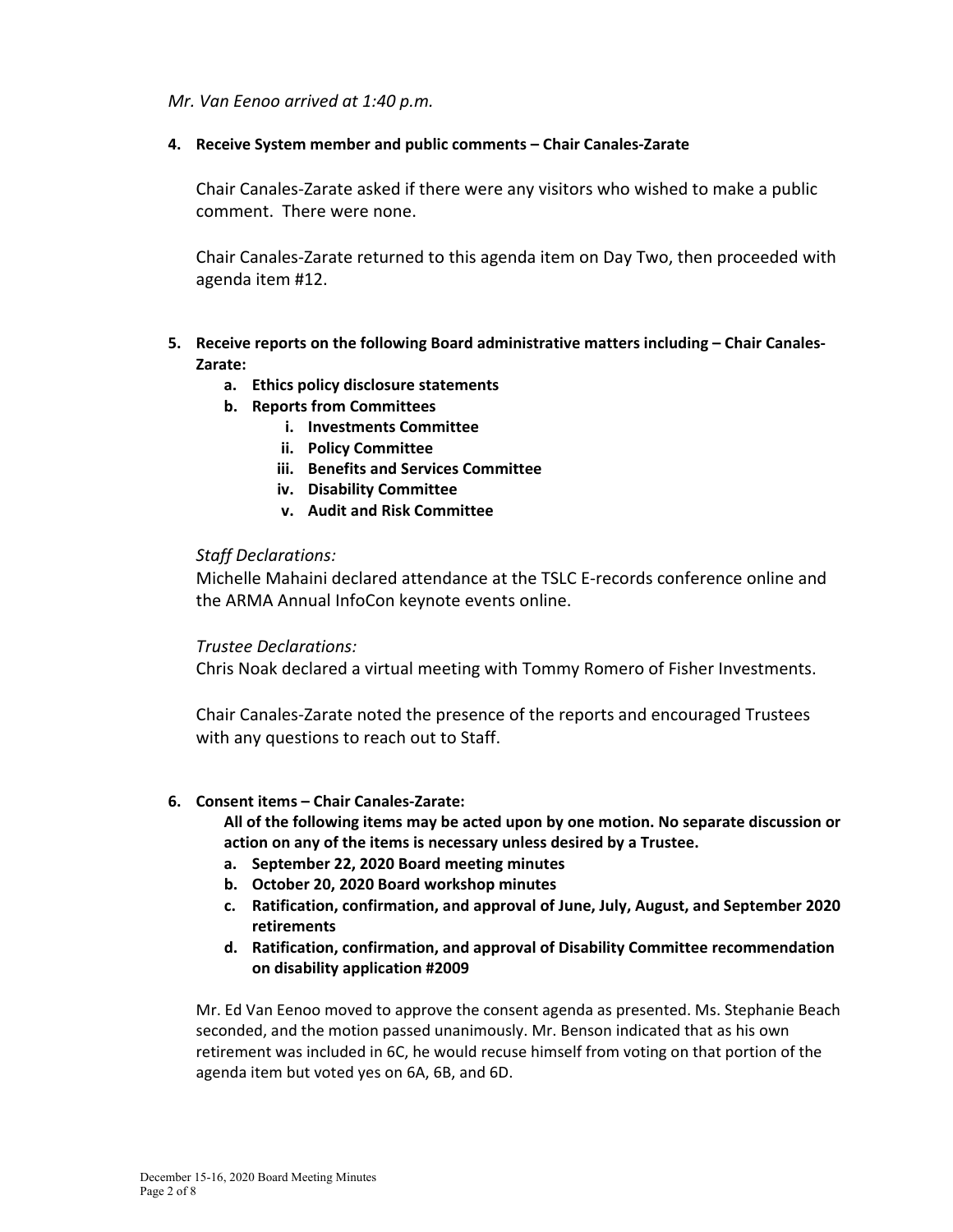*Mr. Van Eenoo arrived at 1:40 p.m.*

**4. Receive System member and public comments – Chair Canales-Zarate**

Chair Canales-Zarate asked if there were any visitors who wished to make a public comment. There were none.

Chair Canales-Zarate returned to this agenda item on Day Two, then proceeded with agenda item #12.

**5. Receive reports on the following Board administrative matters including – Chair Canales-Zarate:**

- **a. Ethics policy disclosure statements**
- **b. Reports from Committees**
  - **i. Investments Committee**
  - **ii. Policy Committee**
  - **iii. Benefits and Services Committee**
  - **iv. Disability Committee**
  - **v. Audit and Risk Committee**

*Staff Declarations:*
Michelle Mahaini declared attendance at the TSLC E-records conference online and the ARMA Annual InfoCon keynote events online.

*Trustee Declarations:*
Chris Noak declared a virtual meeting with Tommy Romero of Fisher Investments.

Chair Canales-Zarate noted the presence of the reports and encouraged Trustees with any questions to reach out to Staff.

**6. Consent items – Chair Canales-Zarate:**

**All of the following items may be acted upon by one motion. No separate discussion or action on any of the items is necessary unless desired by a Trustee.**

- **a. September 22, 2020 Board meeting minutes**
- **b. October 20, 2020 Board workshop minutes**
- **c. Ratification, confirmation, and approval of June, July, August, and September 2020 retirements**
- **d. Ratification, confirmation, and approval of Disability Committee recommendation on disability application #2009**

Mr. Ed Van Eenoo moved to approve the consent agenda as presented. Ms. Stephanie Beach seconded, and the motion passed unanimously. Mr. Benson indicated that as his own retirement was included in 6C, he would recuse himself from voting on that portion of the agenda item but voted yes on 6A, 6B, and 6D.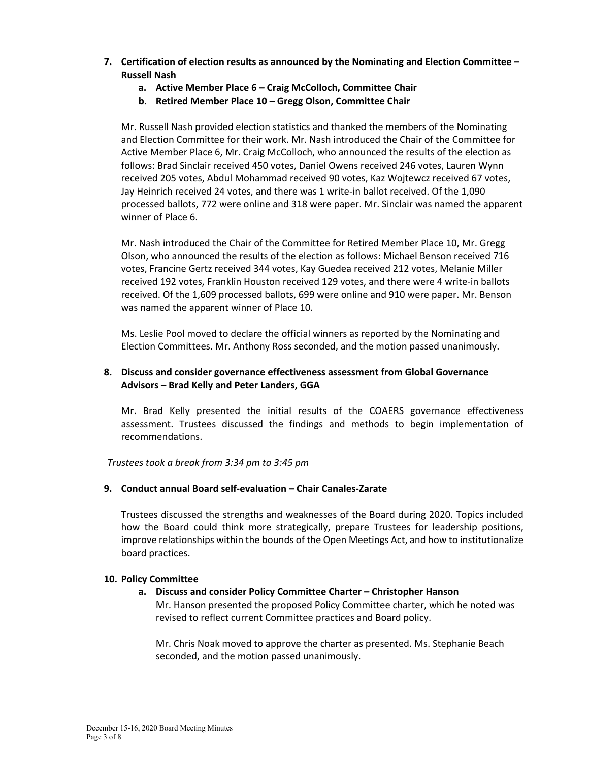7. **Certification of election results as announced by the Nominating and Election Committee – Russell Nash**
    a. **Active Member Place 6 – Craig McColloch, Committee Chair**
    b. **Retired Member Place 10 – Gregg Olson, Committee Chair**

    Mr. Russell Nash provided election statistics and thanked the members of the Nominating and Election Committee for their work. Mr. Nash introduced the Chair of the Committee for Active Member Place 6, Mr. Craig McColloch, who announced the results of the election as follows: Brad Sinclair received 450 votes, Daniel Owens received 246 votes, Lauren Wynn received 205 votes, Abdul Mohammad received 90 votes, Kaz Wojtewcz received 67 votes, Jay Heinrich received 24 votes, and there was 1 write-in ballot received. Of the 1,090 processed ballots, 772 were online and 318 were paper. Mr. Sinclair was named the apparent winner of Place 6.

    Mr. Nash introduced the Chair of the Committee for Retired Member Place 10, Mr. Gregg Olson, who announced the results of the election as follows: Michael Benson received 716 votes, Francine Gertz received 344 votes, Kay Guedea received 212 votes, Melanie Miller received 192 votes, Franklin Houston received 129 votes, and there were 4 write-in ballots received. Of the 1,609 processed ballots, 699 were online and 910 were paper. Mr. Benson was named the apparent winner of Place 10.

    Ms. Leslie Pool moved to declare the official winners as reported by the Nominating and Election Committees. Mr. Anthony Ross seconded, and the motion passed unanimously.

8. **Discuss and consider governance effectiveness assessment from Global Governance Advisors – Brad Kelly and Peter Landers, GGA**

    Mr. Brad Kelly presented the initial results of the COAERS governance effectiveness assessment. Trustees discussed the findings and methods to begin implementation of recommendations.

*Trustees took a break from 3:34 pm to 3:45 pm*

9. **Conduct annual Board self-evaluation – Chair Canales-Zarate**

    Trustees discussed the strengths and weaknesses of the Board during 2020. Topics included how the Board could think more strategically, prepare Trustees for leadership positions, improve relationships within the bounds of the Open Meetings Act, and how to institutionalize board practices.

10. **Policy Committee**
    a. **Discuss and consider Policy Committee Charter – Christopher Hanson**
    Mr. Hanson presented the proposed Policy Committee charter, which he noted was revised to reflect current Committee practices and Board policy.

    Mr. Chris Noak moved to approve the charter as presented. Ms. Stephanie Beach seconded, and the motion passed unanimously.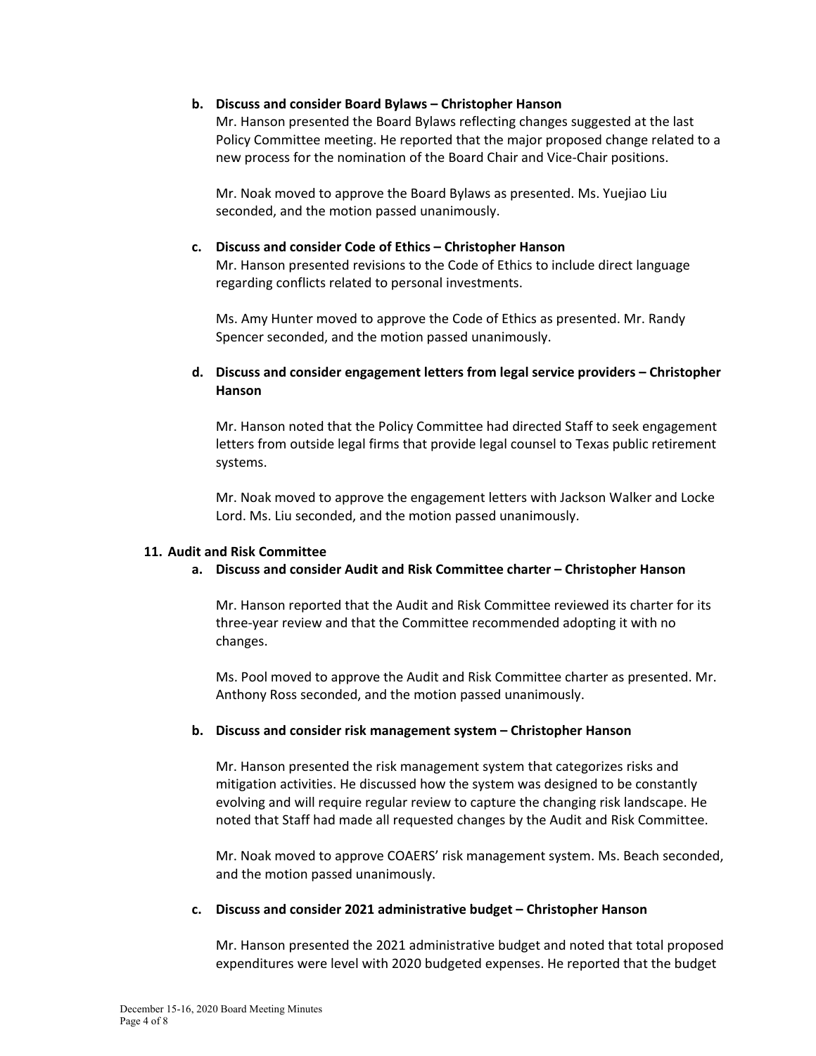**b. Discuss and consider Board Bylaws – Christopher Hanson**

Mr. Hanson presented the Board Bylaws reflecting changes suggested at the last Policy Committee meeting. He reported that the major proposed change related to a new process for the nomination of the Board Chair and Vice-Chair positions.

Mr. Noak moved to approve the Board Bylaws as presented. Ms. Yuejiao Liu seconded, and the motion passed unanimously.

**c. Discuss and consider Code of Ethics – Christopher Hanson**

Mr. Hanson presented revisions to the Code of Ethics to include direct language regarding conflicts related to personal investments.

Ms. Amy Hunter moved to approve the Code of Ethics as presented. Mr. Randy Spencer seconded, and the motion passed unanimously.

**d. Discuss and consider engagement letters from legal service providers – Christopher Hanson**

Mr. Hanson noted that the Policy Committee had directed Staff to seek engagement letters from outside legal firms that provide legal counsel to Texas public retirement systems.

Mr. Noak moved to approve the engagement letters with Jackson Walker and Locke Lord. Ms. Liu seconded, and the motion passed unanimously.

**11. Audit and Risk Committee**

**a. Discuss and consider Audit and Risk Committee charter – Christopher Hanson**

Mr. Hanson reported that the Audit and Risk Committee reviewed its charter for its three-year review and that the Committee recommended adopting it with no changes.

Ms. Pool moved to approve the Audit and Risk Committee charter as presented. Mr. Anthony Ross seconded, and the motion passed unanimously.

**b. Discuss and consider risk management system – Christopher Hanson**

Mr. Hanson presented the risk management system that categorizes risks and mitigation activities. He discussed how the system was designed to be constantly evolving and will require regular review to capture the changing risk landscape. He noted that Staff had made all requested changes by the Audit and Risk Committee.

Mr. Noak moved to approve COAERS' risk management system. Ms. Beach seconded, and the motion passed unanimously.

**c. Discuss and consider 2021 administrative budget – Christopher Hanson**

Mr. Hanson presented the 2021 administrative budget and noted that total proposed expenditures were level with 2020 budgeted expenses. He reported that the budget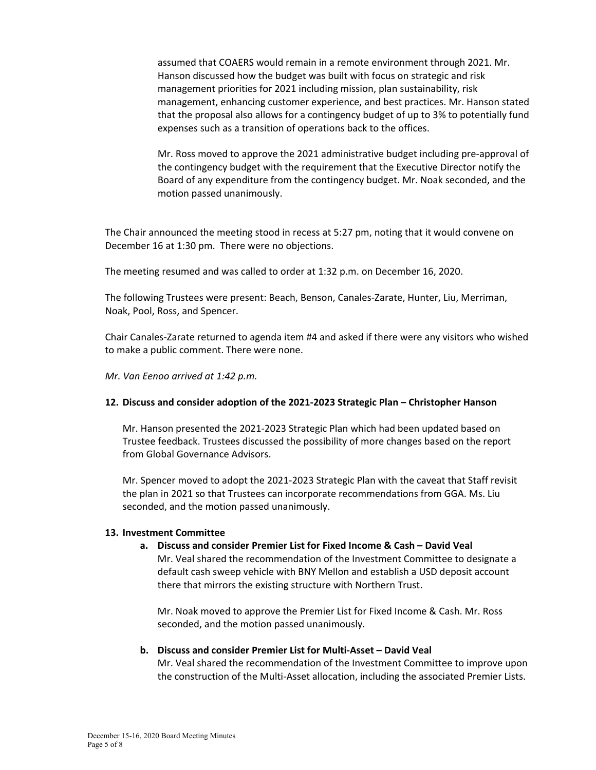assumed that COAERS would remain in a remote environment through 2021. Mr. Hanson discussed how the budget was built with focus on strategic and risk management priorities for 2021 including mission, plan sustainability, risk management, enhancing customer experience, and best practices. Mr. Hanson stated that the proposal also allows for a contingency budget of up to 3% to potentially fund expenses such as a transition of operations back to the offices.

Mr. Ross moved to approve the 2021 administrative budget including pre-approval of the contingency budget with the requirement that the Executive Director notify the Board of any expenditure from the contingency budget. Mr. Noak seconded, and the motion passed unanimously.

The Chair announced the meeting stood in recess at 5:27 pm, noting that it would convene on December 16 at 1:30 pm. There were no objections.

The meeting resumed and was called to order at 1:32 p.m. on December 16, 2020.

The following Trustees were present: Beach, Benson, Canales-Zarate, Hunter, Liu, Merriman, Noak, Pool, Ross, and Spencer.

Chair Canales-Zarate returned to agenda item #4 and asked if there were any visitors who wished to make a public comment. There were none.

*Mr. Van Eenoo arrived at 1:42 p.m.*

**12. Discuss and consider adoption of the 2021-2023 Strategic Plan – Christopher Hanson**

Mr. Hanson presented the 2021-2023 Strategic Plan which had been updated based on Trustee feedback. Trustees discussed the possibility of more changes based on the report from Global Governance Advisors.

Mr. Spencer moved to adopt the 2021-2023 Strategic Plan with the caveat that Staff revisit the plan in 2021 so that Trustees can incorporate recommendations from GGA. Ms. Liu seconded, and the motion passed unanimously.

**13. Investment Committee**

**a. Discuss and consider Premier List for Fixed Income & Cash – David Veal**

Mr. Veal shared the recommendation of the Investment Committee to designate a default cash sweep vehicle with BNY Mellon and establish a USD deposit account there that mirrors the existing structure with Northern Trust.

Mr. Noak moved to approve the Premier List for Fixed Income & Cash. Mr. Ross seconded, and the motion passed unanimously.

**b. Discuss and consider Premier List for Multi-Asset – David Veal**

Mr. Veal shared the recommendation of the Investment Committee to improve upon the construction of the Multi-Asset allocation, including the associated Premier Lists.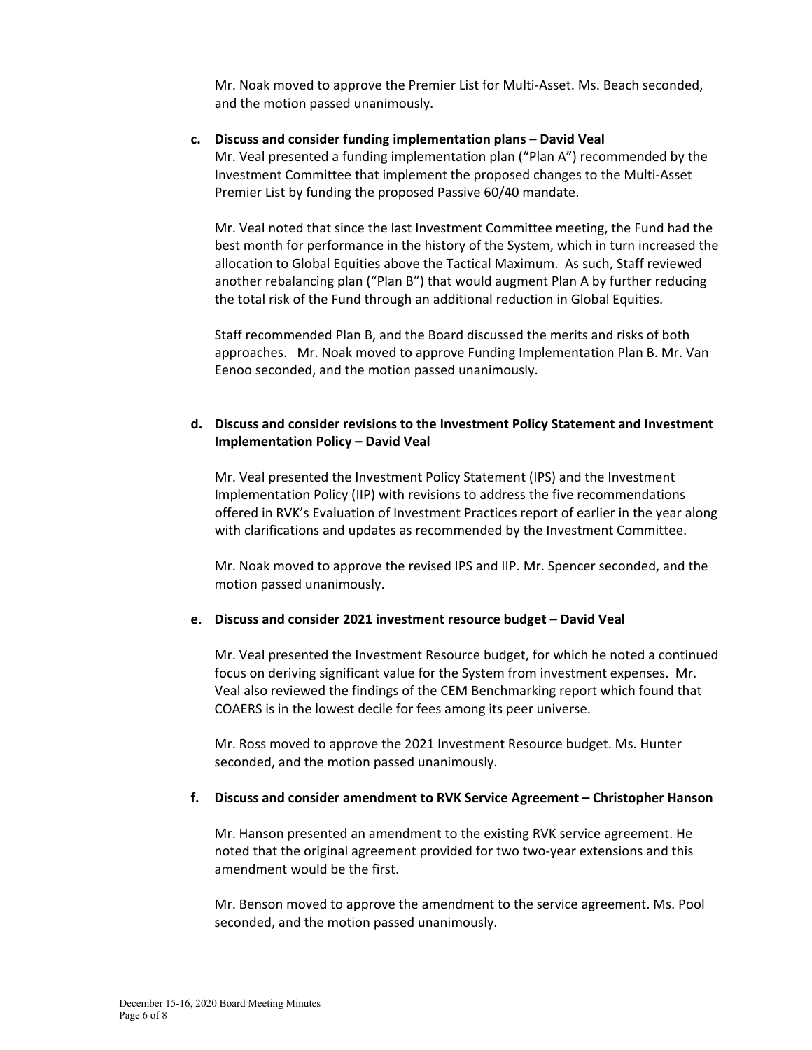Mr. Noak moved to approve the Premier List for Multi-Asset. Ms. Beach seconded, and the motion passed unanimously.

**c. Discuss and consider funding implementation plans – David Veal**

Mr. Veal presented a funding implementation plan ("Plan A") recommended by the Investment Committee that implement the proposed changes to the Multi-Asset Premier List by funding the proposed Passive 60/40 mandate.

Mr. Veal noted that since the last Investment Committee meeting, the Fund had the best month for performance in the history of the System, which in turn increased the allocation to Global Equities above the Tactical Maximum. As such, Staff reviewed another rebalancing plan ("Plan B") that would augment Plan A by further reducing the total risk of the Fund through an additional reduction in Global Equities.

Staff recommended Plan B, and the Board discussed the merits and risks of both approaches. Mr. Noak moved to approve Funding Implementation Plan B. Mr. Van Eenoo seconded, and the motion passed unanimously.

**d. Discuss and consider revisions to the Investment Policy Statement and Investment Implementation Policy – David Veal**

Mr. Veal presented the Investment Policy Statement (IPS) and the Investment Implementation Policy (IIP) with revisions to address the five recommendations offered in RVK's Evaluation of Investment Practices report of earlier in the year along with clarifications and updates as recommended by the Investment Committee.

Mr. Noak moved to approve the revised IPS and IIP. Mr. Spencer seconded, and the motion passed unanimously.

**e. Discuss and consider 2021 investment resource budget – David Veal**

Mr. Veal presented the Investment Resource budget, for which he noted a continued focus on deriving significant value for the System from investment expenses. Mr. Veal also reviewed the findings of the CEM Benchmarking report which found that COAERS is in the lowest decile for fees among its peer universe.

Mr. Ross moved to approve the 2021 Investment Resource budget. Ms. Hunter seconded, and the motion passed unanimously.

**f. Discuss and consider amendment to RVK Service Agreement – Christopher Hanson**

Mr. Hanson presented an amendment to the existing RVK service agreement. He noted that the original agreement provided for two two-year extensions and this amendment would be the first.

Mr. Benson moved to approve the amendment to the service agreement. Ms. Pool seconded, and the motion passed unanimously.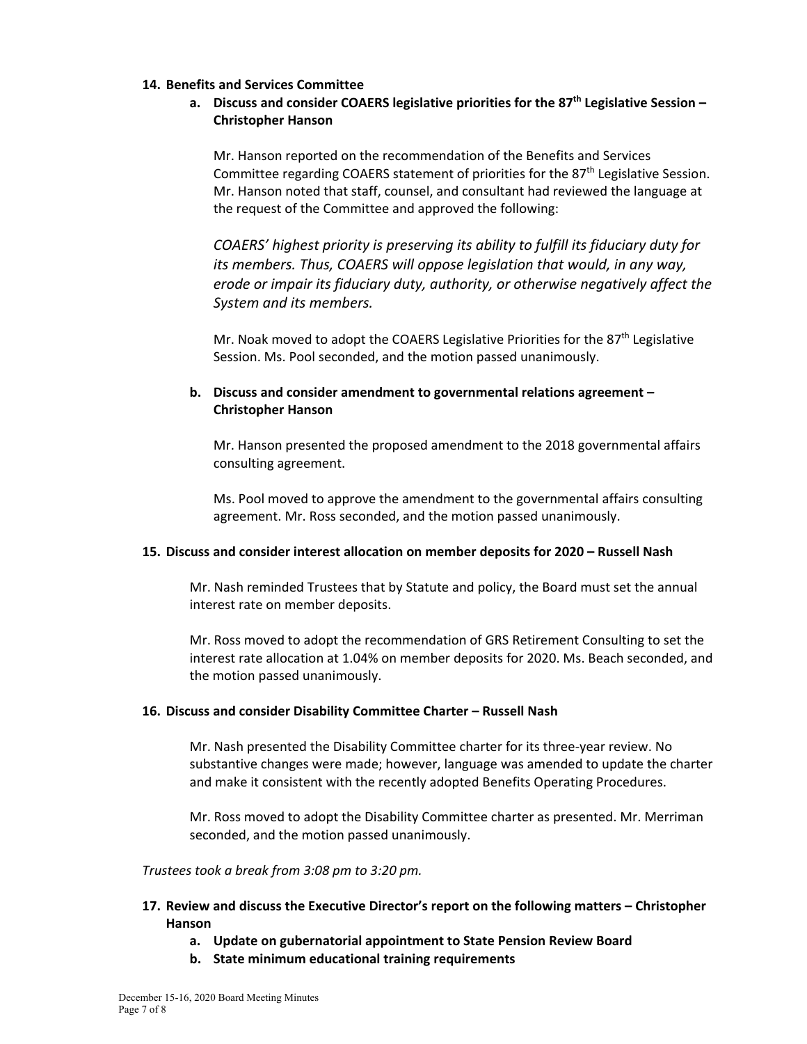**14. Benefits and Services Committee**

**a. Discuss and consider COAERS legislative priorities for the 87th Legislative Session – Christopher Hanson**

Mr. Hanson reported on the recommendation of the Benefits and Services Committee regarding COAERS statement of priorities for the 87th Legislative Session. Mr. Hanson noted that staff, counsel, and consultant had reviewed the language at the request of the Committee and approved the following:

*COAERS' highest priority is preserving its ability to fulfill its fiduciary duty for its members. Thus, COAERS will oppose legislation that would, in any way, erode or impair its fiduciary duty, authority, or otherwise negatively affect the System and its members.*

Mr. Noak moved to adopt the COAERS Legislative Priorities for the 87th Legislative Session. Ms. Pool seconded, and the motion passed unanimously.

**b. Discuss and consider amendment to governmental relations agreement – Christopher Hanson**

Mr. Hanson presented the proposed amendment to the 2018 governmental affairs consulting agreement.

Ms. Pool moved to approve the amendment to the governmental affairs consulting agreement. Mr. Ross seconded, and the motion passed unanimously.

**15. Discuss and consider interest allocation on member deposits for 2020 – Russell Nash**

Mr. Nash reminded Trustees that by Statute and policy, the Board must set the annual interest rate on member deposits.

Mr. Ross moved to adopt the recommendation of GRS Retirement Consulting to set the interest rate allocation at 1.04% on member deposits for 2020. Ms. Beach seconded, and the motion passed unanimously.

**16. Discuss and consider Disability Committee Charter – Russell Nash**

Mr. Nash presented the Disability Committee charter for its three-year review. No substantive changes were made; however, language was amended to update the charter and make it consistent with the recently adopted Benefits Operating Procedures.

Mr. Ross moved to adopt the Disability Committee charter as presented. Mr. Merriman seconded, and the motion passed unanimously.

*Trustees took a break from 3:08 pm to 3:20 pm.*

**17. Review and discuss the Executive Director's report on the following matters – Christopher Hanson**

**a. Update on gubernatorial appointment to State Pension Review Board**

**b. State minimum educational training requirements**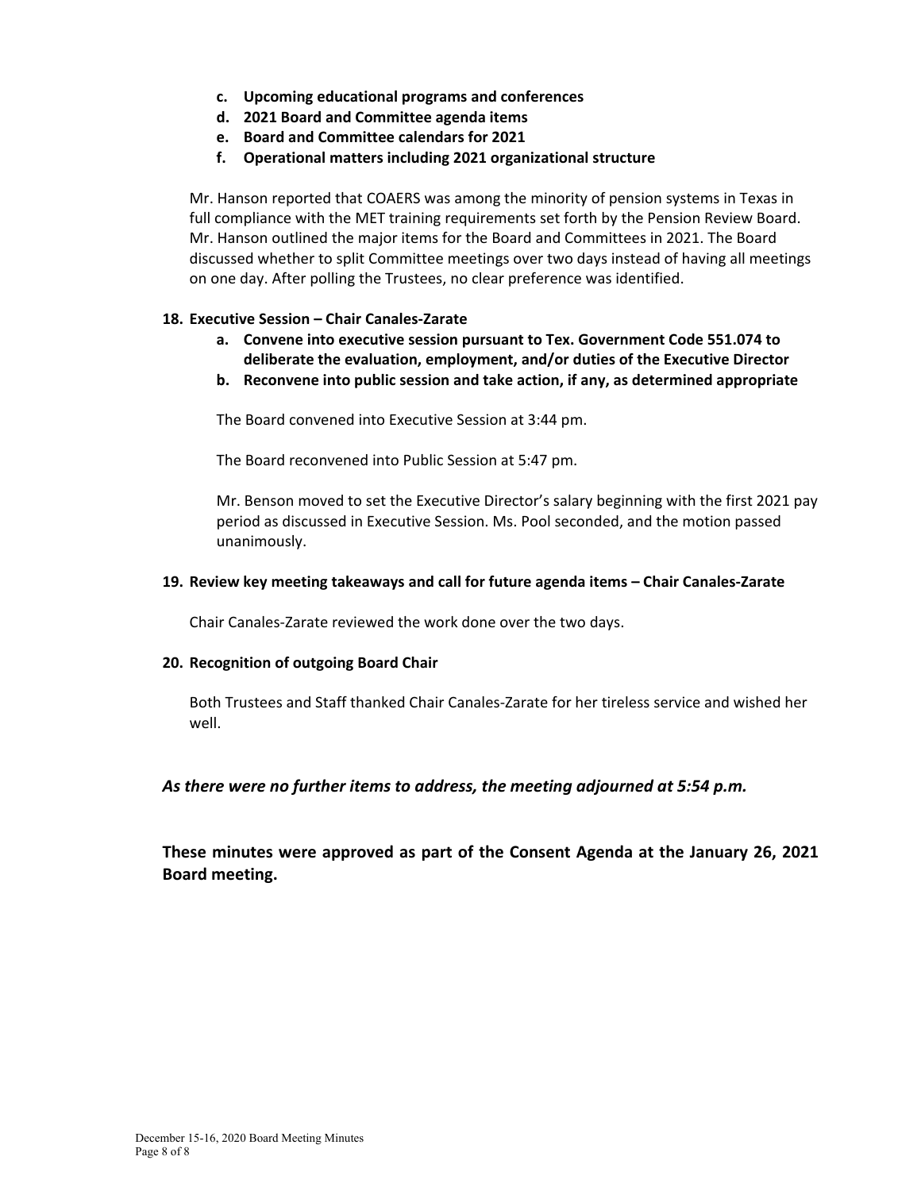c. **Upcoming educational programs and conferences**
d. **2021 Board and Committee agenda items**
e. **Board and Committee calendars for 2021**
f. **Operational matters including 2021 organizational structure**

Mr. Hanson reported that COAERS was among the minority of pension systems in Texas in full compliance with the MET training requirements set forth by the Pension Review Board. Mr. Hanson outlined the major items for the Board and Committees in 2021. The Board discussed whether to split Committee meetings over two days instead of having all meetings on one day. After polling the Trustees, no clear preference was identified.

**18. Executive Session – Chair Canales-Zarate**

a. **Convene into executive session pursuant to Tex. Government Code 551.074 to deliberate the evaluation, employment, and/or duties of the Executive Director**
b. **Reconvene into public session and take action, if any, as determined appropriate**

The Board convened into Executive Session at 3:44 pm.

The Board reconvened into Public Session at 5:47 pm.

Mr. Benson moved to set the Executive Director's salary beginning with the first 2021 pay period as discussed in Executive Session. Ms. Pool seconded, and the motion passed unanimously.

**19. Review key meeting takeaways and call for future agenda items – Chair Canales-Zarate**

Chair Canales-Zarate reviewed the work done over the two days.

**20. Recognition of outgoing Board Chair**

Both Trustees and Staff thanked Chair Canales-Zarate for her tireless service and wished her well.

***As there were no further items to address, the meeting adjourned at 5:54 p.m.***

**These minutes were approved as part of the Consent Agenda at the January 26, 2021 Board meeting.**